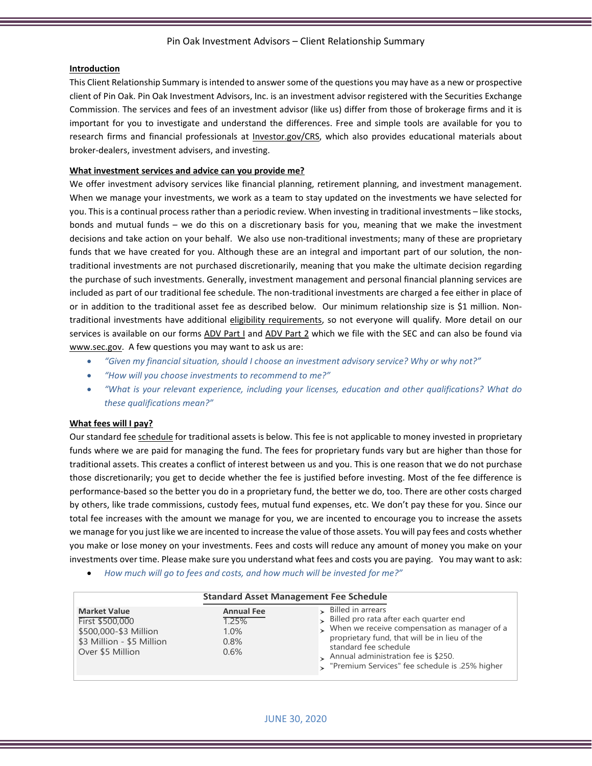# Pin Oak Investment Advisors – Client Relationship Summary

## Introduction

This Client Relationship Summary is intended to answer some of the questions you may have as a new or prospective client of Pin Oak. Pin Oak Investment Advisors, Inc. is an investment advisor registered with the Securities Exchange Commission. The services and fees of an investment advisor (like us) differ from those of brokerage firms and it is important for you to investigate and understand the differences. Free and simple tools are available for you to research firms and financial professionals at Investor.gov/CRS, which also provides educational materials about broker-dealers, investment advisers, and investing.

## What investment services and advice can you provide me?

We offer investment advisory services like financial planning, retirement planning, and investment management. When we manage your investments, we work as a team to stay updated on the investments we have selected for you. This is a continual process rather than a periodic review. When investing in traditional investments – like stocks, bonds and mutual funds – we do this on a discretionary basis for you, meaning that we make the investment decisions and take action on your behalf. We also use non-traditional investments; many of these are proprietary funds that we have created for you. Although these are an integral and important part of our solution, the non-traditional investments are not purchased discretionarily, meaning that you make the ultimate decision regarding the purchase of such investments. Generally, investment management and personal financial planning services are included as part of our traditional fee schedule. The non-traditional investments are charged a fee either in place of or in addition to the traditional asset fee as described below. Our minimum relationship size is $1 million. Non-traditional investments have additional eligibility requirements, so not everyone will qualify. More detail on our services is available on our forms ADV Part I and ADV Part 2 which we file with the SEC and can also be found via www.sec.gov. A few questions you may want to ask us are:

- *"Given my financial situation, should I choose an investment advisory service? Why or why not?"*
- *"How will you choose investments to recommend to me?"*
- *"What is your relevant experience, including your licenses, education and other qualifications? What do these qualifications mean?"*

## What fees will I pay?

Our standard fee schedule for traditional assets is below. This fee is not applicable to money invested in proprietary funds where we are paid for managing the fund. The fees for proprietary funds vary but are higher than those for traditional assets. This creates a conflict of interest between us and you. This is one reason that we do not purchase those discretionarily; you get to decide whether the fee is justified before investing. Most of the fee difference is performance-based so the better you do in a proprietary fund, the better we do, too. There are other costs charged by others, like trade commissions, custody fees, mutual fund expenses, etc. We don't pay these for you. Since our total fee increases with the amount we manage for you, we are incented to encourage you to increase the assets we manage for you just like we are incented to increase the value of those assets. You will pay fees and costs whether you make or lose money on your investments. Fees and costs will reduce any amount of money you make on your investments over time. Please make sure you understand what fees and costs you are paying. You may want to ask:

- *How much will go to fees and costs, and how much will be invested for me?"*

**Standard Asset Management Fee Schedule**

| Market Value | Annual Fee |
|---|---|
| First $500,000 | 1.25% |
| $500,000-$3 Million | 1.0% |
| $3 Million - $5 Million | 0.8% |
| Over $5 Million | 0.6% |

- Billed in arrears
- Billed pro rata after each quarter end
- When we receive compensation as manager of a proprietary fund, that will be in lieu of the standard fee schedule
- Annual administration fee is $250.
- "Premium Services" fee schedule is .25% higher

JUNE 30, 2020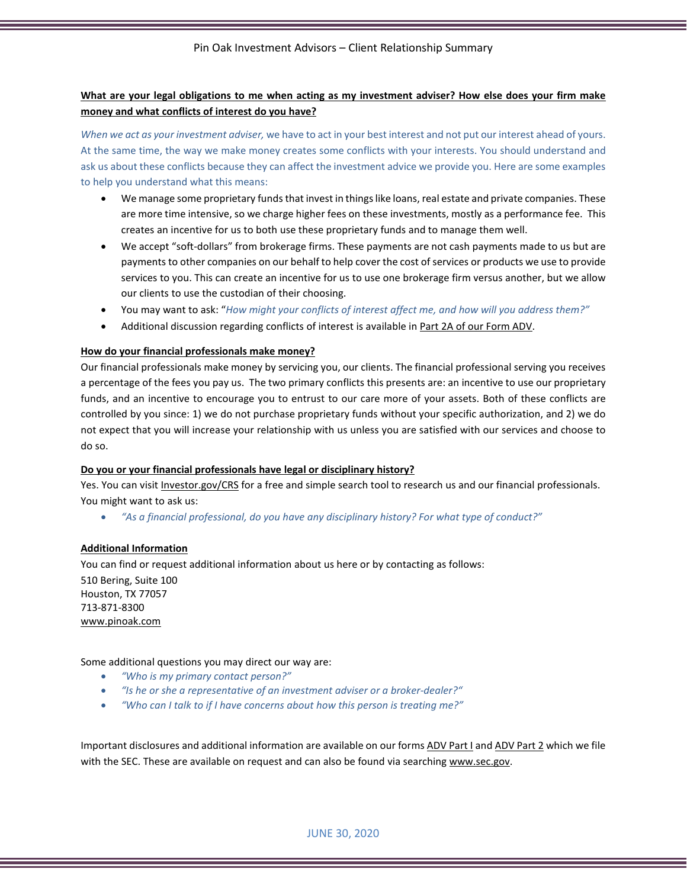**What are your legal obligations to me when acting as my investment adviser? How else does your firm make money and what conflicts of interest do you have?**

*When we act as your investment adviser,* we have to act in your best interest and not put our interest ahead of yours. At the same time, the way we make money creates some conflicts with your interests. You should understand and ask us about these conflicts because they can affect the investment advice we provide you. Here are some examples to help you understand what this means:

- We manage some proprietary funds that invest in things like loans, real estate and private companies. These are more time intensive, so we charge higher fees on these investments, mostly as a performance fee. This creates an incentive for us to both use these proprietary funds and to manage them well.
- We accept "soft-dollars" from brokerage firms. These payments are not cash payments made to us but are payments to other companies on our behalf to help cover the cost of services or products we use to provide services to you. This can create an incentive for us to use one brokerage firm versus another, but we allow our clients to use the custodian of their choosing.
- You may want to ask: "*How might your conflicts of interest affect me, and how will you address them?"*
- Additional discussion regarding conflicts of interest is available in Part 2A of our Form ADV.

**How do your financial professionals make money?**

Our financial professionals make money by servicing you, our clients. The financial professional serving you receives a percentage of the fees you pay us. The two primary conflicts this presents are: an incentive to use our proprietary funds, and an incentive to encourage you to entrust to our care more of your assets. Both of these conflicts are controlled by you since: 1) we do not purchase proprietary funds without your specific authorization, and 2) we do not expect that you will increase your relationship with us unless you are satisfied with our services and choose to do so.

**Do you or your financial professionals have legal or disciplinary history?**

Yes. You can visit Investor.gov/CRS for a free and simple search tool to research us and our financial professionals. You might want to ask us:

- *"As a financial professional, do you have any disciplinary history? For what type of conduct?"*

**Additional Information**

You can find or request additional information about us here or by contacting as follows:
510 Bering, Suite 100
Houston, TX 77057
713-871-8300
www.pinoak.com

Some additional questions you may direct our way are:

- *"Who is my primary contact person?"*
- *"Is he or she a representative of an investment adviser or a broker-dealer?"*
- *"Who can I talk to if I have concerns about how this person is treating me?"*

Important disclosures and additional information are available on our forms ADV Part I and ADV Part 2 which we file with the SEC. These are available on request and can also be found via searching www.sec.gov.

JUNE 30, 2020